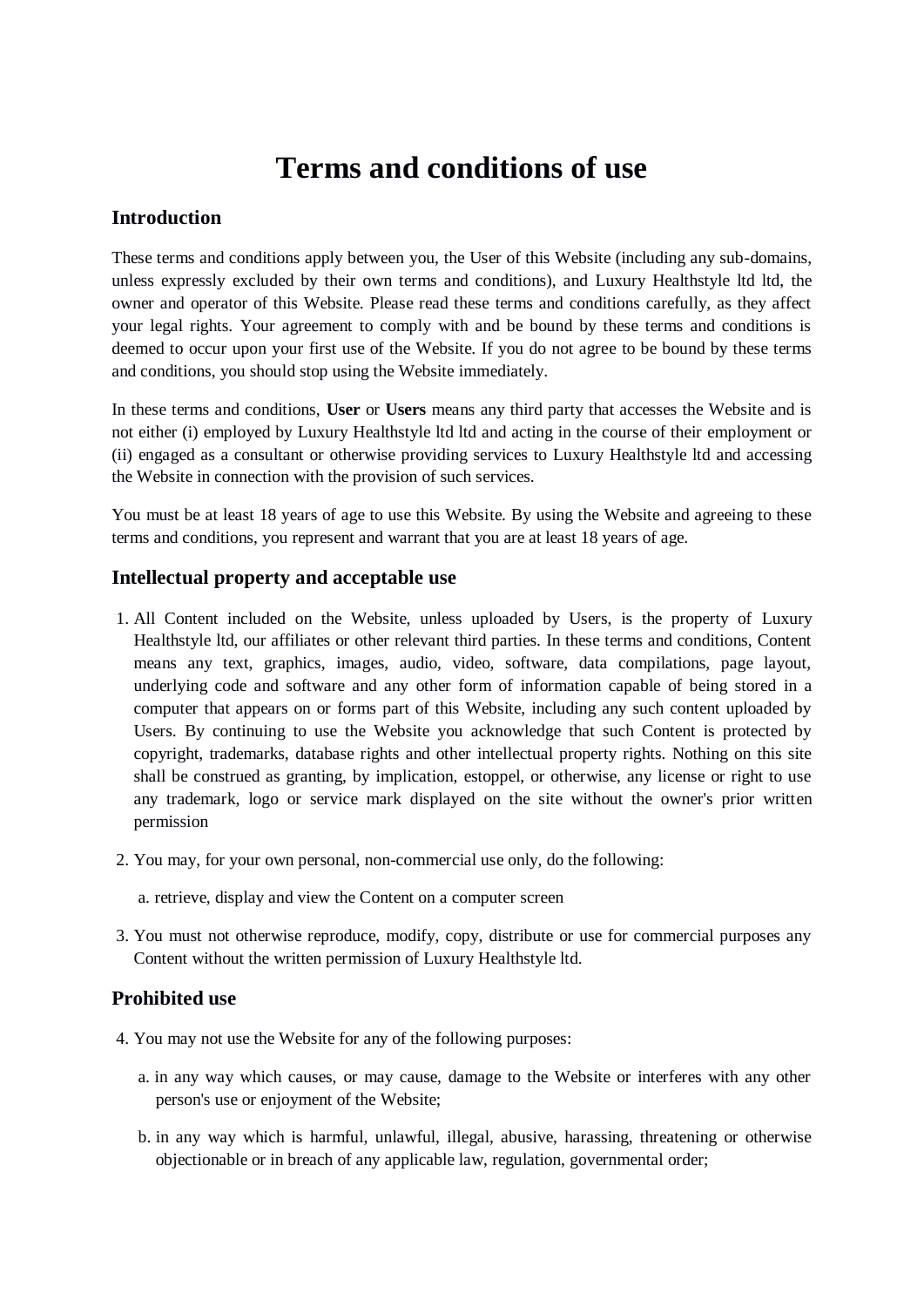# Terms and conditions of use

## Introduction

These terms and conditions apply between you, the User of this Website (including any sub-domains, unless expressly excluded by their own terms and conditions), and Luxury Healthstyle ltd ltd, the owner and operator of this Website. Please read these terms and conditions carefully, as they affect your legal rights. Your agreement to comply with and be bound by these terms and conditions is deemed to occur upon your first use of the Website. If you do not agree to be bound by these terms and conditions, you should stop using the Website immediately.

In these terms and conditions, **User** or **Users** means any third party that accesses the Website and is not either (i) employed by Luxury Healthstyle ltd ltd and acting in the course of their employment or (ii) engaged as a consultant or otherwise providing services to Luxury Healthstyle ltd and accessing the Website in connection with the provision of such services.

You must be at least 18 years of age to use this Website. By using the Website and agreeing to these terms and conditions, you represent and warrant that you are at least 18 years of age.

## Intellectual property and acceptable use

1. All Content included on the Website, unless uploaded by Users, is the property of Luxury Healthstyle ltd, our affiliates or other relevant third parties. In these terms and conditions, Content means any text, graphics, images, audio, video, software, data compilations, page layout, underlying code and software and any other form of information capable of being stored in a computer that appears on or forms part of this Website, including any such content uploaded by Users. By continuing to use the Website you acknowledge that such Content is protected by copyright, trademarks, database rights and other intellectual property rights. Nothing on this site shall be construed as granting, by implication, estoppel, or otherwise, any license or right to use any trademark, logo or service mark displayed on the site without the owner's prior written permission
2. You may, for your own personal, non-commercial use only, do the following:
   a. retrieve, display and view the Content on a computer screen
3. You must not otherwise reproduce, modify, copy, distribute or use for commercial purposes any Content without the written permission of Luxury Healthstyle ltd.

## Prohibited use

4. You may not use the Website for any of the following purposes:
   a. in any way which causes, or may cause, damage to the Website or interferes with any other person's use or enjoyment of the Website;
   b. in any way which is harmful, unlawful, illegal, abusive, harassing, threatening or otherwise objectionable or in breach of any applicable law, regulation, governmental order;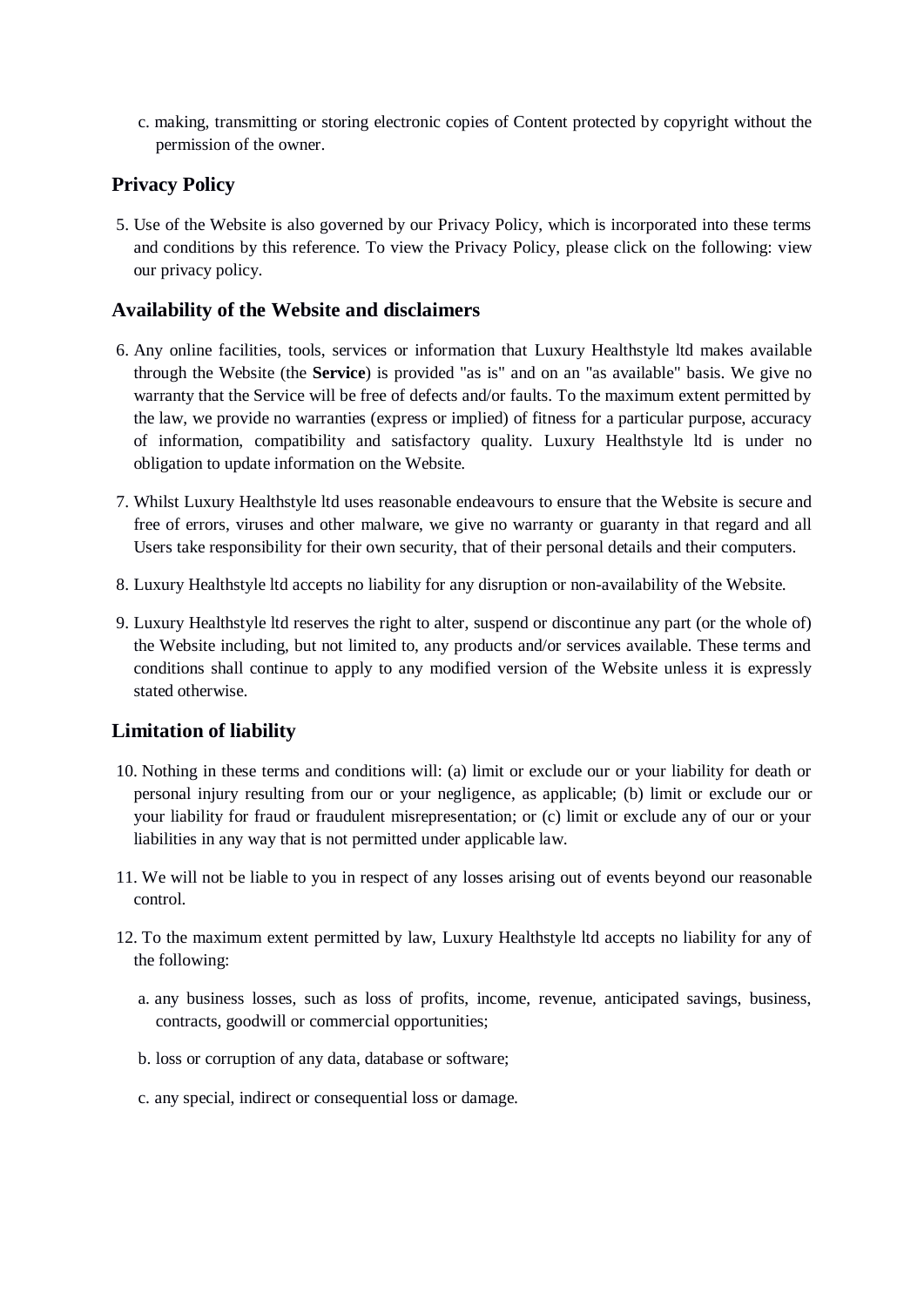c. making, transmitting or storing electronic copies of Content protected by copyright without the permission of the owner.

## Privacy Policy

5. Use of the Website is also governed by our Privacy Policy, which is incorporated into these terms and conditions by this reference. To view the Privacy Policy, please click on the following: view our privacy policy.

## Availability of the Website and disclaimers

6. Any online facilities, tools, services or information that Luxury Healthstyle ltd makes available through the Website (the **Service**) is provided "as is" and on an "as available" basis. We give no warranty that the Service will be free of defects and/or faults. To the maximum extent permitted by the law, we provide no warranties (express or implied) of fitness for a particular purpose, accuracy of information, compatibility and satisfactory quality. Luxury Healthstyle ltd is under no obligation to update information on the Website.

7. Whilst Luxury Healthstyle ltd uses reasonable endeavours to ensure that the Website is secure and free of errors, viruses and other malware, we give no warranty or guaranty in that regard and all Users take responsibility for their own security, that of their personal details and their computers.

8. Luxury Healthstyle ltd accepts no liability for any disruption or non-availability of the Website.

9. Luxury Healthstyle ltd reserves the right to alter, suspend or discontinue any part (or the whole of) the Website including, but not limited to, any products and/or services available. These terms and conditions shall continue to apply to any modified version of the Website unless it is expressly stated otherwise.

## Limitation of liability

10. Nothing in these terms and conditions will: (a) limit or exclude our or your liability for death or personal injury resulting from our or your negligence, as applicable; (b) limit or exclude our or your liability for fraud or fraudulent misrepresentation; or (c) limit or exclude any of our or your liabilities in any way that is not permitted under applicable law.

11. We will not be liable to you in respect of any losses arising out of events beyond our reasonable control.

12. To the maximum extent permitted by law, Luxury Healthstyle ltd accepts no liability for any of the following:

    a. any business losses, such as loss of profits, income, revenue, anticipated savings, business, contracts, goodwill or commercial opportunities;

    b. loss or corruption of any data, database or software;

    c. any special, indirect or consequential loss or damage.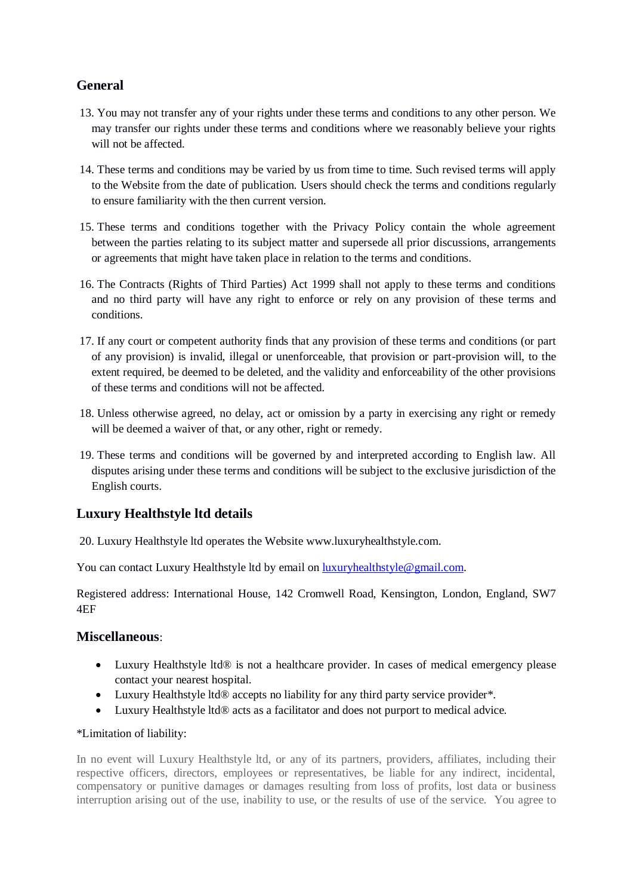## General

13. You may not transfer any of your rights under these terms and conditions to any other person. We may transfer our rights under these terms and conditions where we reasonably believe your rights will not be affected.

14. These terms and conditions may be varied by us from time to time. Such revised terms will apply to the Website from the date of publication. Users should check the terms and conditions regularly to ensure familiarity with the then current version.

15. These terms and conditions together with the Privacy Policy contain the whole agreement between the parties relating to its subject matter and supersede all prior discussions, arrangements or agreements that might have taken place in relation to the terms and conditions.

16. The Contracts (Rights of Third Parties) Act 1999 shall not apply to these terms and conditions and no third party will have any right to enforce or rely on any provision of these terms and conditions.

17. If any court or competent authority finds that any provision of these terms and conditions (or part of any provision) is invalid, illegal or unenforceable, that provision or part-provision will, to the extent required, be deemed to be deleted, and the validity and enforceability of the other provisions of these terms and conditions will not be affected.

18. Unless otherwise agreed, no delay, act or omission by a party in exercising any right or remedy will be deemed a waiver of that, or any other, right or remedy.

19. These terms and conditions will be governed by and interpreted according to English law. All disputes arising under these terms and conditions will be subject to the exclusive jurisdiction of the English courts.

## Luxury Healthstyle ltd details

20. Luxury Healthstyle ltd operates the Website www.luxuryhealthstyle.com.

You can contact Luxury Healthstyle ltd by email on [luxuryhealthstyle@gmail.com](mailto:luxuryhealthstyle@gmail.com).

Registered address: International House, 142 Cromwell Road, Kensington, London, England, SW7 4EF

## Miscellaneous:

- Luxury Healthstyle ltd® is not a healthcare provider. In cases of medical emergency please contact your nearest hospital.
- Luxury Healthstyle ltd® accepts no liability for any third party service provider*.
- Luxury Healthstyle ltd® acts as a facilitator and does not purport to medical advice.

*Limitation of liability:

In no event will Luxury Healthstyle ltd, or any of its partners, providers, affiliates, including their respective officers, directors, employees or representatives, be liable for any indirect, incidental, compensatory or punitive damages or damages resulting from loss of profits, lost data or business interruption arising out of the use, inability to use, or the results of use of the service. You agree to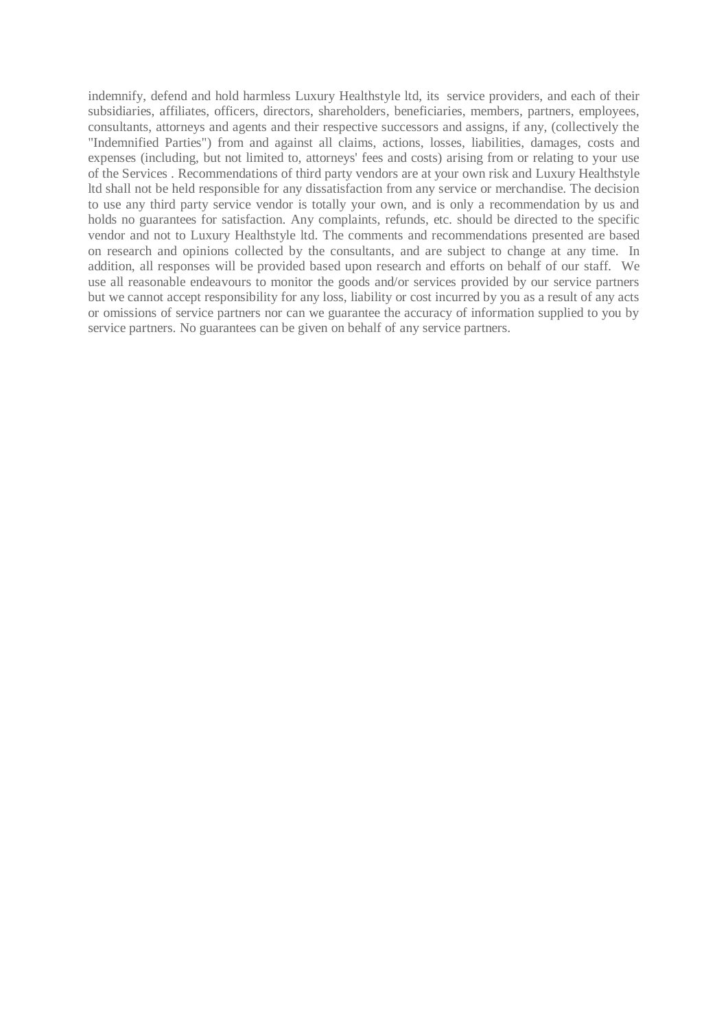indemnify, defend and hold harmless Luxury Healthstyle ltd, its service providers, and each of their subsidiaries, affiliates, officers, directors, shareholders, beneficiaries, members, partners, employees, consultants, attorneys and agents and their respective successors and assigns, if any, (collectively the "Indemnified Parties") from and against all claims, actions, losses, liabilities, damages, costs and expenses (including, but not limited to, attorneys' fees and costs) arising from or relating to your use of the Services . Recommendations of third party vendors are at your own risk and Luxury Healthstyle ltd shall not be held responsible for any dissatisfaction from any service or merchandise. The decision to use any third party service vendor is totally your own, and is only a recommendation by us and holds no guarantees for satisfaction. Any complaints, refunds, etc. should be directed to the specific vendor and not to Luxury Healthstyle ltd. The comments and recommendations presented are based on research and opinions collected by the consultants, and are subject to change at any time. In addition, all responses will be provided based upon research and efforts on behalf of our staff. We use all reasonable endeavours to monitor the goods and/or services provided by our service partners but we cannot accept responsibility for any loss, liability or cost incurred by you as a result of any acts or omissions of service partners nor can we guarantee the accuracy of information supplied to you by service partners. No guarantees can be given on behalf of any service partners.